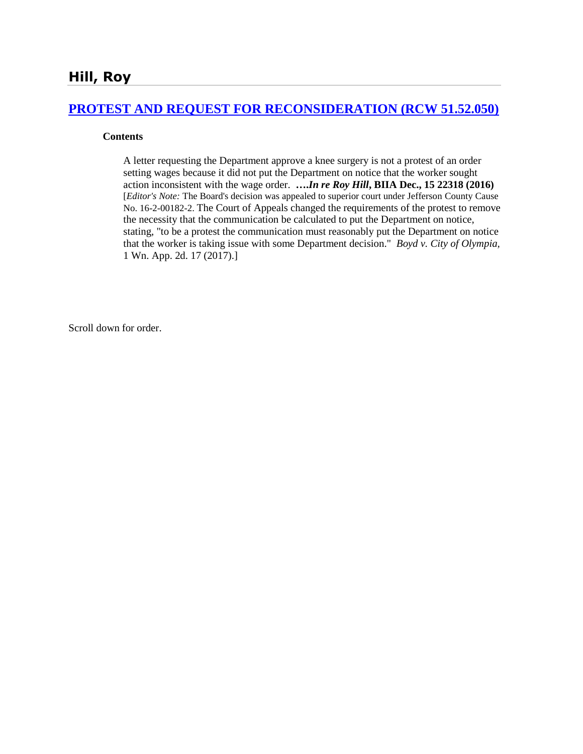# Hill, Roy

## PROTEST AND REQUEST FOR RECONSIDERATION (RCW 51.52.050)

**Contents**

A letter requesting the Department approve a knee surgery is not a protest of an order setting wages because it did not put the Department on notice that the worker sought action inconsistent with the wage order. ***….In re Roy Hill*, BIIA Dec., 15 22318 (2016)** [*Editor's Note:* The Board's decision was appealed to superior court under Jefferson County Cause No. 16-2-00182-2. The Court of Appeals changed the requirements of the protest to remove the necessity that the communication be calculated to put the Department on notice, stating, "to be a protest the communication must reasonably put the Department on notice that the worker is taking issue with some Department decision." *Boyd v. City of Olympia*, 1 Wn. App. 2d. 17 (2017).]

Scroll down for order.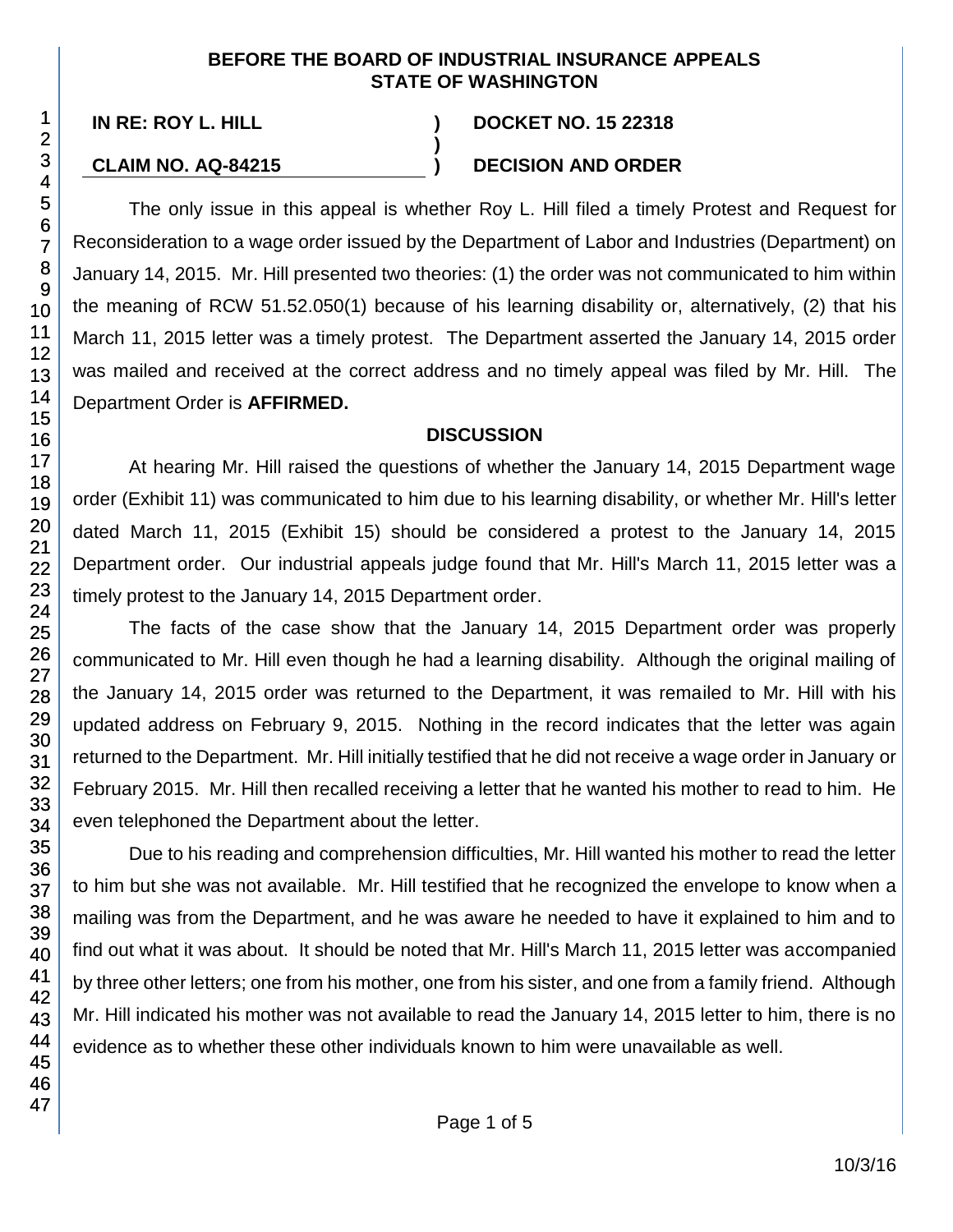**BEFORE THE BOARD OF INDUSTRIAL INSURANCE APPEALS STATE OF WASHINGTON**

**IN RE: ROY L. HILL** ) **DOCKET NO. 15 22318**
)
**CLAIM NO. AQ-84215** ) **DECISION AND ORDER**

The only issue in this appeal is whether Roy L. Hill filed a timely Protest and Request for Reconsideration to a wage order issued by the Department of Labor and Industries (Department) on January 14, 2015. Mr. Hill presented two theories: (1) the order was not communicated to him within the meaning of RCW 51.52.050(1) because of his learning disability or, alternatively, (2) that his March 11, 2015 letter was a timely protest. The Department asserted the January 14, 2015 order was mailed and received at the correct address and no timely appeal was filed by Mr. Hill. The Department Order is **AFFIRMED.**

## DISCUSSION

At hearing Mr. Hill raised the questions of whether the January 14, 2015 Department wage order (Exhibit 11) was communicated to him due to his learning disability, or whether Mr. Hill's letter dated March 11, 2015 (Exhibit 15) should be considered a protest to the January 14, 2015 Department order. Our industrial appeals judge found that Mr. Hill's March 11, 2015 letter was a timely protest to the January 14, 2015 Department order.

The facts of the case show that the January 14, 2015 Department order was properly communicated to Mr. Hill even though he had a learning disability. Although the original mailing of the January 14, 2015 order was returned to the Department, it was remailed to Mr. Hill with his updated address on February 9, 2015. Nothing in the record indicates that the letter was again returned to the Department. Mr. Hill initially testified that he did not receive a wage order in January or February 2015. Mr. Hill then recalled receiving a letter that he wanted his mother to read to him. He even telephoned the Department about the letter.

Due to his reading and comprehension difficulties, Mr. Hill wanted his mother to read the letter to him but she was not available. Mr. Hill testified that he recognized the envelope to know when a mailing was from the Department, and he was aware he needed to have it explained to him and to find out what it was about. It should be noted that Mr. Hill's March 11, 2015 letter was accompanied by three other letters; one from his mother, one from his sister, and one from a family friend. Although Mr. Hill indicated his mother was not available to read the January 14, 2015 letter to him, there is no evidence as to whether these other individuals known to him were unavailable as well.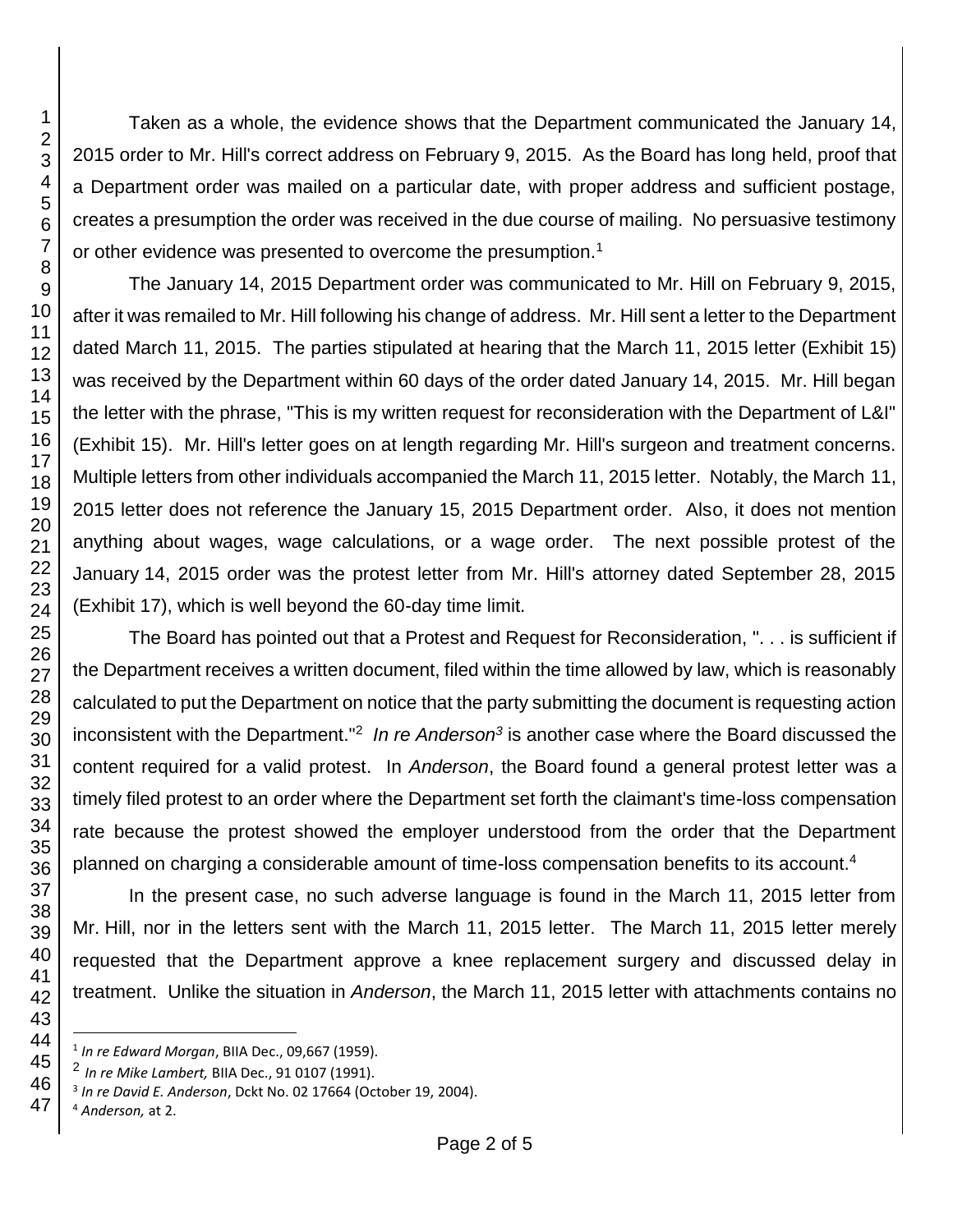Taken as a whole, the evidence shows that the Department communicated the January 14, 2015 order to Mr. Hill's correct address on February 9, 2015. As the Board has long held, proof that a Department order was mailed on a particular date, with proper address and sufficient postage, creates a presumption the order was received in the due course of mailing. No persuasive testimony or other evidence was presented to overcome the presumption.[1]

The January 14, 2015 Department order was communicated to Mr. Hill on February 9, 2015, after it was remailed to Mr. Hill following his change of address. Mr. Hill sent a letter to the Department dated March 11, 2015. The parties stipulated at hearing that the March 11, 2015 letter (Exhibit 15) was received by the Department within 60 days of the order dated January 14, 2015. Mr. Hill began the letter with the phrase, "This is my written request for reconsideration with the Department of L&I" (Exhibit 15). Mr. Hill's letter goes on at length regarding Mr. Hill's surgeon and treatment concerns. Multiple letters from other individuals accompanied the March 11, 2015 letter. Notably, the March 11, 2015 letter does not reference the January 15, 2015 Department order. Also, it does not mention anything about wages, wage calculations, or a wage order. The next possible protest of the January 14, 2015 order was the protest letter from Mr. Hill's attorney dated September 28, 2015 (Exhibit 17), which is well beyond the 60-day time limit.

The Board has pointed out that a Protest and Request for Reconsideration, ". . . is sufficient if the Department receives a written document, filed within the time allowed by law, which is reasonably calculated to put the Department on notice that the party submitting the document is requesting action inconsistent with the Department."[2] *In re Anderson*[3] is another case where the Board discussed the content required for a valid protest. In *Anderson*, the Board found a general protest letter was a timely filed protest to an order where the Department set forth the claimant's time-loss compensation rate because the protest showed the employer understood from the order that the Department planned on charging a considerable amount of time-loss compensation benefits to its account.[4]

In the present case, no such adverse language is found in the March 11, 2015 letter from Mr. Hill, nor in the letters sent with the March 11, 2015 letter. The March 11, 2015 letter merely requested that the Department approve a knee replacement surgery and discussed delay in treatment. Unlike the situation in *Anderson*, the March 11, 2015 letter with attachments contains no

---

[1] *In re Edward Morgan*, BIIA Dec., 09,667 (1959).

[2] *In re Mike Lambert,* BIIA Dec., 91 0107 (1991).

[3] *In re David E. Anderson*, Dckt No. 02 17664 (October 19, 2004).

[4] *Anderson,* at 2.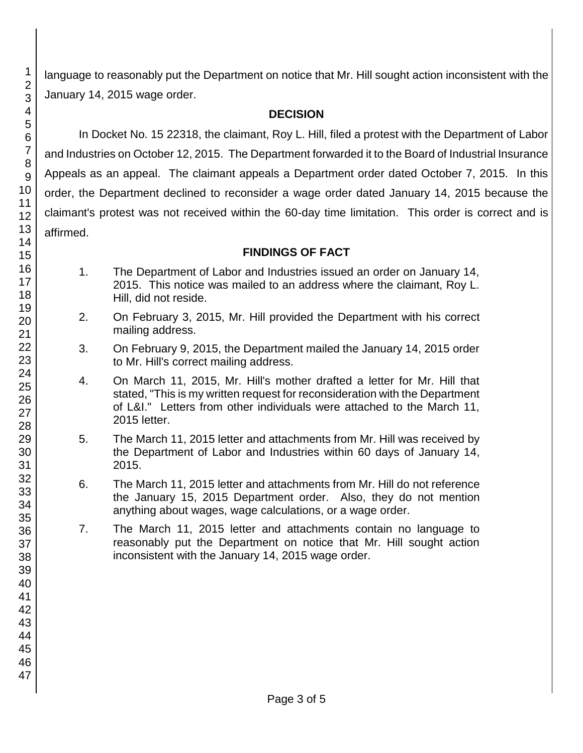language to reasonably put the Department on notice that Mr. Hill sought action inconsistent with the January 14, 2015 wage order.

## DECISION

In Docket No. 15 22318, the claimant, Roy L. Hill, filed a protest with the Department of Labor and Industries on October 12, 2015. The Department forwarded it to the Board of Industrial Insurance Appeals as an appeal. The claimant appeals a Department order dated October 7, 2015. In this order, the Department declined to reconsider a wage order dated January 14, 2015 because the claimant's protest was not received within the 60-day time limitation. This order is correct and is affirmed.

## FINDINGS OF FACT

1. The Department of Labor and Industries issued an order on January 14, 2015. This notice was mailed to an address where the claimant, Roy L. Hill, did not reside.

2. On February 3, 2015, Mr. Hill provided the Department with his correct mailing address.

3. On February 9, 2015, the Department mailed the January 14, 2015 order to Mr. Hill's correct mailing address.

4. On March 11, 2015, Mr. Hill's mother drafted a letter for Mr. Hill that stated, "This is my written request for reconsideration with the Department of L&I." Letters from other individuals were attached to the March 11, 2015 letter.

5. The March 11, 2015 letter and attachments from Mr. Hill was received by the Department of Labor and Industries within 60 days of January 14, 2015.

6. The March 11, 2015 letter and attachments from Mr. Hill do not reference the January 15, 2015 Department order. Also, they do not mention anything about wages, wage calculations, or a wage order.

7. The March 11, 2015 letter and attachments contain no language to reasonably put the Department on notice that Mr. Hill sought action inconsistent with the January 14, 2015 wage order.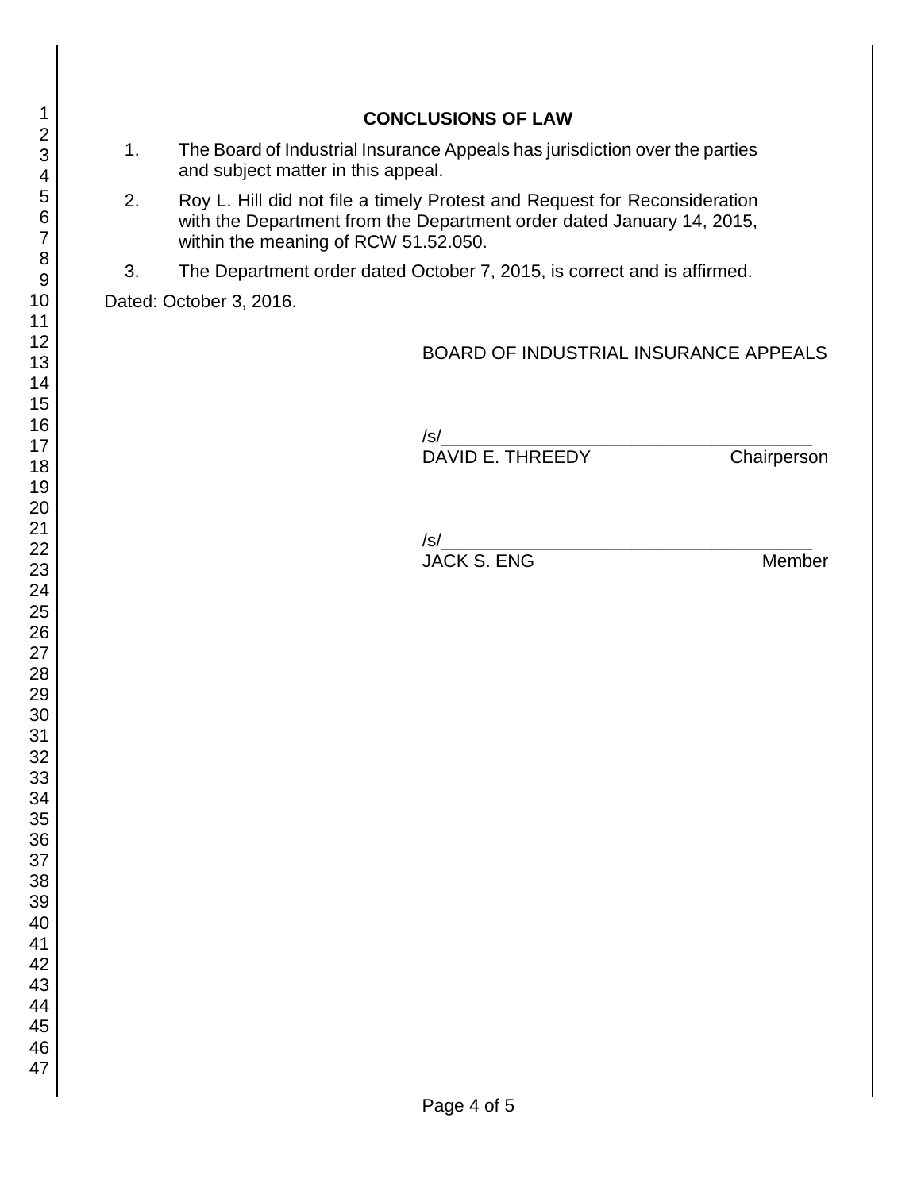## CONCLUSIONS OF LAW

1. The Board of Industrial Insurance Appeals has jurisdiction over the parties and subject matter in this appeal.

2. Roy L. Hill did not file a timely Protest and Request for Reconsideration with the Department from the Department order dated January 14, 2015, within the meaning of RCW 51.52.050.

3. The Department order dated October 7, 2015, is correct and is affirmed.

Dated: October 3, 2016.

BOARD OF INDUSTRIAL INSURANCE APPEALS

/s/\_\_\_\_\_\_\_\_\_\_\_\_\_\_\_\_\_\_\_\_\_\_\_\_\_\_\_\_\_\_\_\_\_\_\_\_
DAVID E. THREEDY Chairperson

/s/\_\_\_\_\_\_\_\_\_\_\_\_\_\_\_\_\_\_\_\_\_\_\_\_\_\_\_\_\_\_\_\_\_\_\_\_
JACK S. ENG Member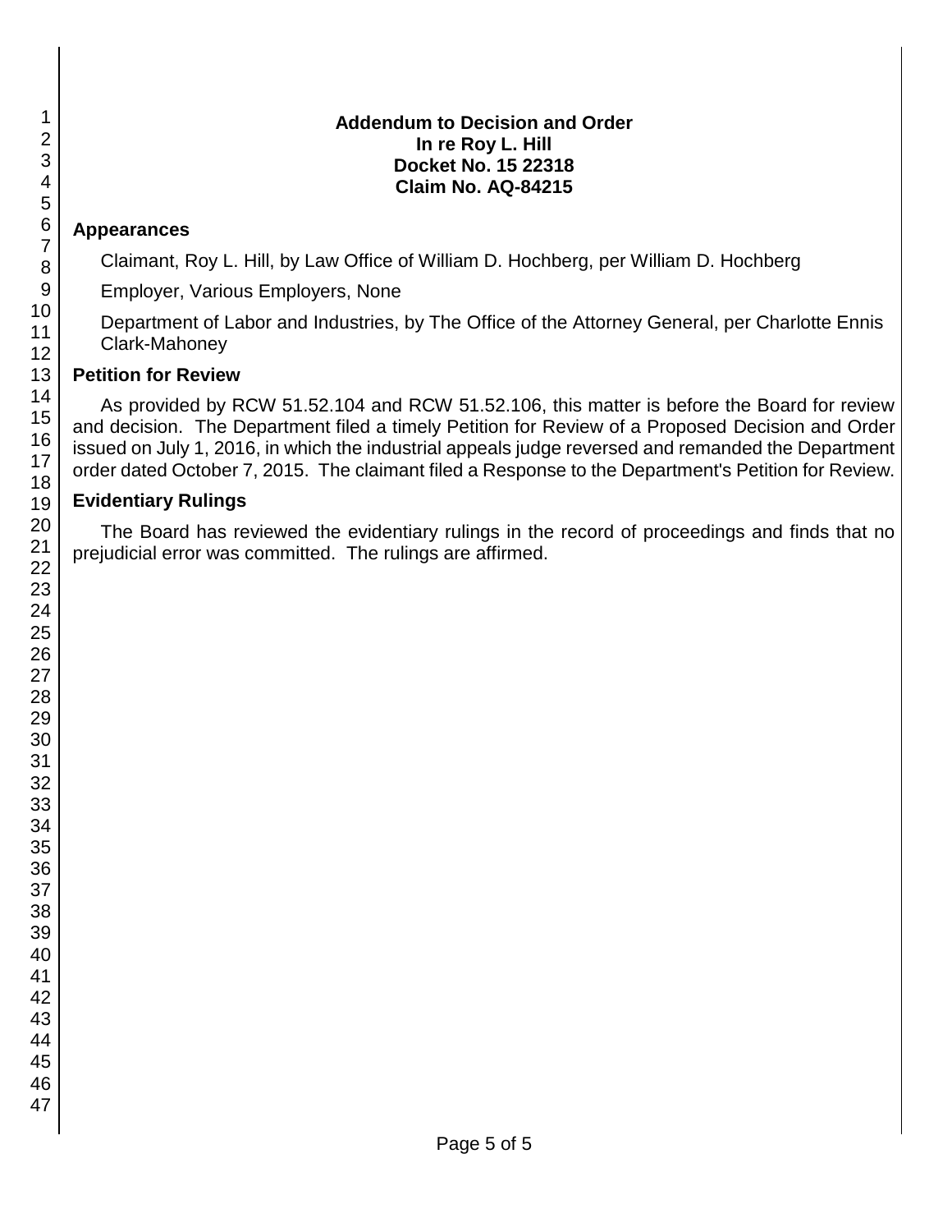**Addendum to Decision and Order**
**In re Roy L. Hill**
**Docket No. 15 22318**
**Claim No. AQ-84215**

## Appearances

Claimant, Roy L. Hill, by Law Office of William D. Hochberg, per William D. Hochberg

Employer, Various Employers, None

Department of Labor and Industries, by The Office of the Attorney General, per Charlotte Ennis Clark-Mahoney

## Petition for Review

As provided by RCW 51.52.104 and RCW 51.52.106, this matter is before the Board for review and decision. The Department filed a timely Petition for Review of a Proposed Decision and Order issued on July 1, 2016, in which the industrial appeals judge reversed and remanded the Department order dated October 7, 2015. The claimant filed a Response to the Department's Petition for Review.

## Evidentiary Rulings

The Board has reviewed the evidentiary rulings in the record of proceedings and finds that no prejudicial error was committed. The rulings are affirmed.